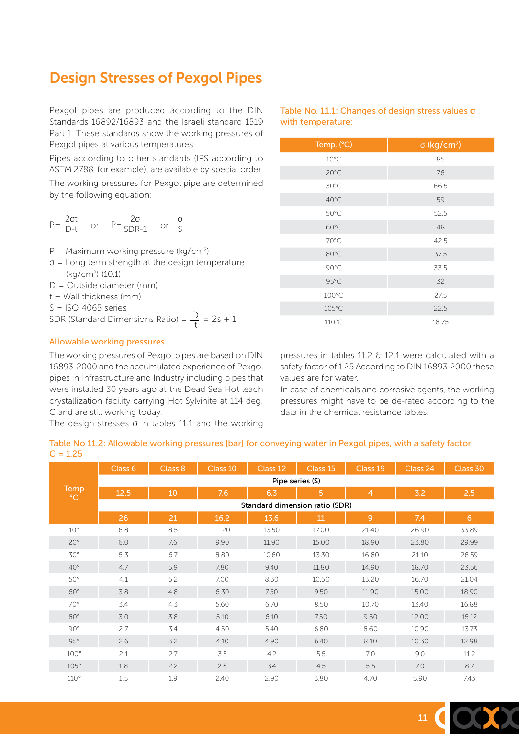# Design Stresses of Pexgol Pipes

Pexgol pipes are produced according to the DIN Standards 16892/16893 and the Israeli standard 1519 Part 1. These standards show the working pressures of Pexgol pipes at various temperatures.

Pipes according to other standards (IPS according to ASTM 2788, for example), are available by special order.

The working pressures for Pexgol pipe are determined by the following equation:

$$P = \frac{2\sigma t}{D-t} \quad \text{or} \quad P = \frac{2\sigma}{SDR-1} \quad \text{or} \quad \frac{\sigma}{S}$$

P = Maximum working pressure (kg/cm$^2$)
σ = Long term strength at the design temperature (kg/cm$^2$) (10.1)
D = Outside diameter (mm)
t = Wall thickness (mm)
S = ISO 4065 series
SDR (Standard Dimensions Ratio) = $\frac{D}{t} = 2s + 1$

### Table No. 11.1: Changes of design stress values σ with temperature:

| Temp. (°C) | σ (kg/cm$^2$) |
|---|---|
| 10°C | 85 |
| 20°C | 76 |
| 30°C | 66.5 |
| 40°C | 59 |
| 50°C | 52.5 |
| 60°C | 48 |
| 70°C | 42.5 |
| 80°C | 37.5 |
| 90°C | 33.5 |
| 95°C | 32 |
| 100°C | 27.5 |
| 105°C | 22.5 |
| 110°C | 18.75 |

## Allowable working pressures

The working pressures of Pexgol pipes are based on DIN 16893-2000 and the accumulated experience of Pexgol pipes in Infrastructure and Industry including pipes that were installed 30 years ago at the Dead Sea Hot leach crystallization facility carrying Hot Sylvinite at 114 deg. C and are still working today.

The design stresses σ in tables 11.1 and the working pressures in tables 11.2 & 12.1 were calculated with a safety factor of 1.25 According to DIN 16893-2000 these values are for water.

In case of chemicals and corrosive agents, the working pressures might have to be de-rated according to the data in the chemical resistance tables.

### Table No 11.2: Allowable working pressures [bar] for conveying water in Pexgol pipes, with a safety factor C = 1.25

| Temp °C | Class 6 | Class 8 | Class 10 | Class 12 | Class 15 | Class 19 | Class 24 | Class 30 |
|---|---|---|---|---|---|---|---|---|
| | Pipe series (S) | | | | | | | |
| | 12.5 | 10 | 7.6 | 6.3 | 5 | 4 | 3.2 | 2.5 |
| | Standard dimension ratio (SDR) | | | | | | | |
| | 26 | 21 | 16.2 | 13.6 | 11 | 9 | 7.4 | 6 |
| 10° | 6.8 | 8.5 | 11.20 | 13.50 | 17.00 | 21.40 | 26.90 | 33.89 |
| 20° | 6.0 | 7.6 | 9.90 | 11.90 | 15.00 | 18.90 | 23.80 | 29.99 |
| 30° | 5.3 | 6.7 | 8.80 | 10.60 | 13.30 | 16.80 | 21.10 | 26.59 |
| 40° | 4.7 | 5.9 | 7.80 | 9.40 | 11.80 | 14.90 | 18.70 | 23.56 |
| 50° | 4.1 | 5.2 | 7.00 | 8.30 | 10.50 | 13.20 | 16.70 | 21.04 |
| 60° | 3.8 | 4.8 | 6.30 | 7.50 | 9.50 | 11.90 | 15.00 | 18.90 |
| 70° | 3.4 | 4.3 | 5.60 | 6.70 | 8.50 | 10.70 | 13.40 | 16.88 |
| 80° | 3.0 | 3.8 | 5.10 | 6.10 | 7.50 | 9.50 | 12.00 | 15.12 |
| 90° | 2.7 | 3.4 | 4.50 | 5.40 | 6.80 | 8.60 | 10.90 | 13.73 |
| 95° | 2.6 | 3.2 | 4.10 | 4.90 | 6.40 | 8.10 | 10.30 | 12.98 |
| 100° | 2.1 | 2.7 | 3.5 | 4.2 | 5.5 | 7.0 | 9.0 | 11.2 |
| 105° | 1.8 | 2.2 | 2.8 | 3.4 | 4.5 | 5.5 | 7.0 | 8.7 |
| 110° | 1.5 | 1.9 | 2.40 | 2.90 | 3.80 | 4.70 | 5.90 | 7.43 |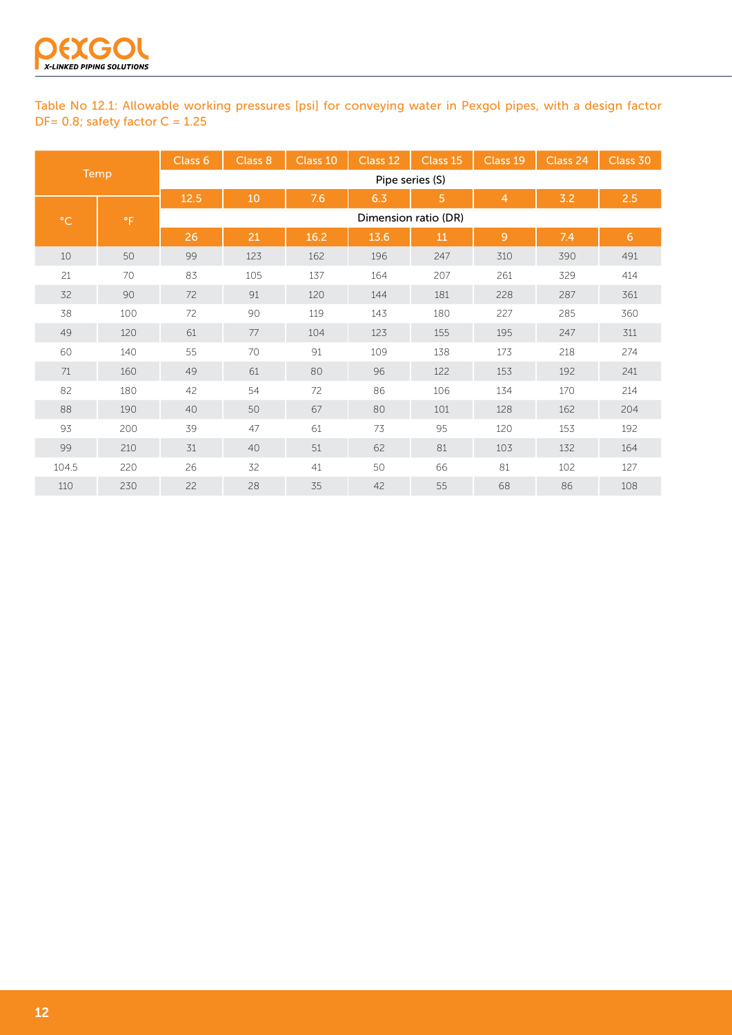Table No 12.1: Allowable working pressures [psi] for conveying water in Pexgol pipes, with a design factor DF= 0.8; safety factor C = 1.25

| Temp | | Class 6 | Class 8 | Class 10 | Class 12 | Class 15 | Class 19 | Class 24 | Class 30 |
|---|---|---|---|---|---|---|---|---|---|
| | | Pipe series (S) | | | | | | | |
| | | 12.5 | 10 | 7.6 | 6.3 | 5 | 4 | 3.2 | 2.5 |
| °C | °F | Dimension ratio (DR) | | | | | | | |
| | | 26 | 21 | 16.2 | 13.6 | 11 | 9 | 7.4 | 6 |
| 10 | 50 | 99 | 123 | 162 | 196 | 247 | 310 | 390 | 491 |
| 21 | 70 | 83 | 105 | 137 | 164 | 207 | 261 | 329 | 414 |
| 32 | 90 | 72 | 91 | 120 | 144 | 181 | 228 | 287 | 361 |
| 38 | 100 | 72 | 90 | 119 | 143 | 180 | 227 | 285 | 360 |
| 49 | 120 | 61 | 77 | 104 | 123 | 155 | 195 | 247 | 311 |
| 60 | 140 | 55 | 70 | 91 | 109 | 138 | 173 | 218 | 274 |
| 71 | 160 | 49 | 61 | 80 | 96 | 122 | 153 | 192 | 241 |
| 82 | 180 | 42 | 54 | 72 | 86 | 106 | 134 | 170 | 214 |
| 88 | 190 | 40 | 50 | 67 | 80 | 101 | 128 | 162 | 204 |
| 93 | 200 | 39 | 47 | 61 | 73 | 95 | 120 | 153 | 192 |
| 99 | 210 | 31 | 40 | 51 | 62 | 81 | 103 | 132 | 164 |
| 104.5 | 220 | 26 | 32 | 41 | 50 | 66 | 81 | 102 | 127 |
| 110 | 230 | 22 | 28 | 35 | 42 | 55 | 68 | 86 | 108 |